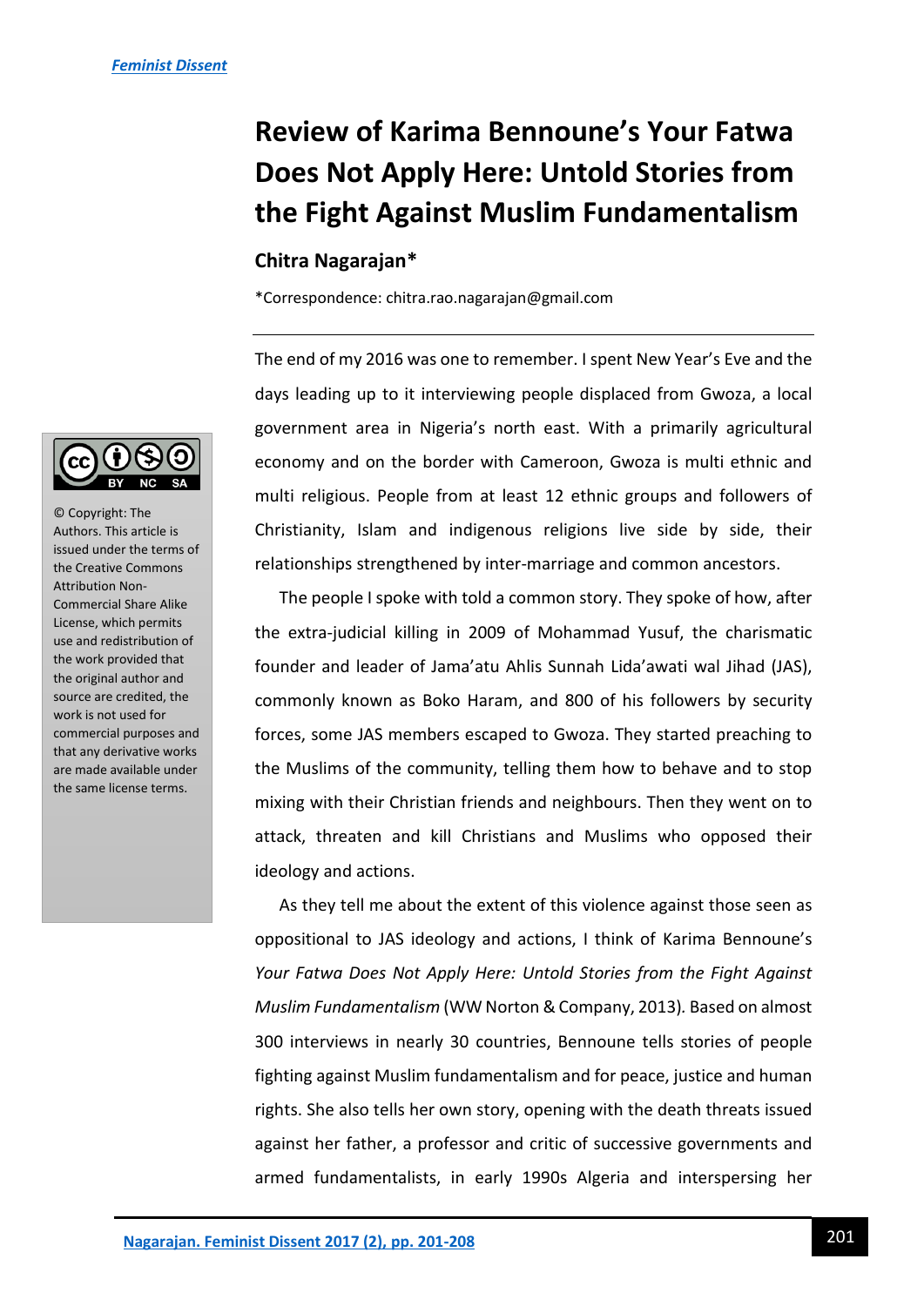# Review of Karima Bennoune's Your Fatwa Does Not Apply Here: Untold Stories from the Fight Against Muslim Fundamentalism

**Chitra Nagarajan***

*Correspondence: chitra.rao.nagarajan@gmail.com

© Copyright: The Authors. This article is issued under the terms of the Creative Commons Attribution Non-Commercial Share Alike License, which permits use and redistribution of the work provided that the original author and source are credited, the work is not used for commercial purposes and that any derivative works are made available under the same license terms.

The end of my 2016 was one to remember. I spent New Year's Eve and the days leading up to it interviewing people displaced from Gwoza, a local government area in Nigeria's north east. With a primarily agricultural economy and on the border with Cameroon, Gwoza is multi ethnic and multi religious. People from at least 12 ethnic groups and followers of Christianity, Islam and indigenous religions live side by side, their relationships strengthened by inter-marriage and common ancestors.

The people I spoke with told a common story. They spoke of how, after the extra-judicial killing in 2009 of Mohammad Yusuf, the charismatic founder and leader of Jama'atu Ahlis Sunnah Lida'awati wal Jihad (JAS), commonly known as Boko Haram, and 800 of his followers by security forces, some JAS members escaped to Gwoza. They started preaching to the Muslims of the community, telling them how to behave and to stop mixing with their Christian friends and neighbours. Then they went on to attack, threaten and kill Christians and Muslims who opposed their ideology and actions.

As they tell me about the extent of this violence against those seen as oppositional to JAS ideology and actions, I think of Karima Bennoune's *Your Fatwa Does Not Apply Here: Untold Stories from the Fight Against Muslim Fundamentalism* (WW Norton & Company, 2013). Based on almost 300 interviews in nearly 30 countries, Bennoune tells stories of people fighting against Muslim fundamentalism and for peace, justice and human rights. She also tells her own story, opening with the death threats issued against her father, a professor and critic of successive governments and armed fundamentalists, in early 1990s Algeria and interspersing her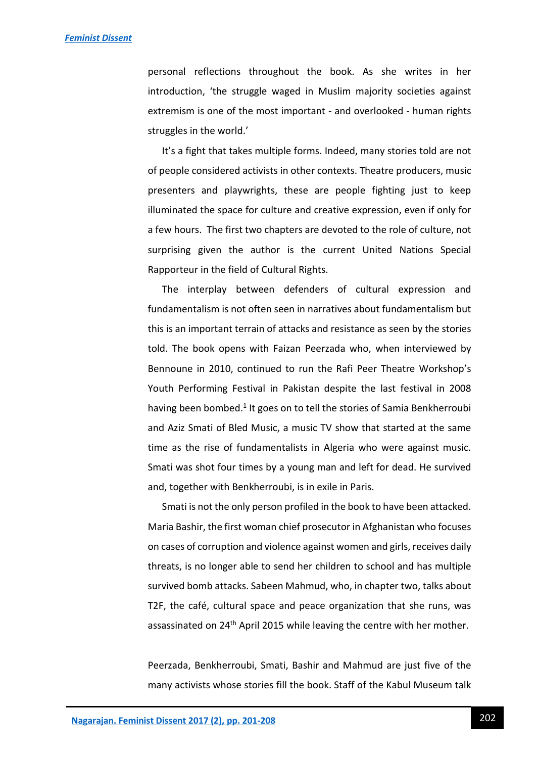personal reflections throughout the book. As she writes in her introduction, 'the struggle waged in Muslim majority societies against extremism is one of the most important - and overlooked - human rights struggles in the world.'

It's a fight that takes multiple forms. Indeed, many stories told are not of people considered activists in other contexts. Theatre producers, music presenters and playwrights, these are people fighting just to keep illuminated the space for culture and creative expression, even if only for a few hours. The first two chapters are devoted to the role of culture, not surprising given the author is the current United Nations Special Rapporteur in the field of Cultural Rights.

The interplay between defenders of cultural expression and fundamentalism is not often seen in narratives about fundamentalism but this is an important terrain of attacks and resistance as seen by the stories told. The book opens with Faizan Peerzada who, when interviewed by Bennoune in 2010, continued to run the Rafi Peer Theatre Workshop's Youth Performing Festival in Pakistan despite the last festival in 2008 having been bombed.[1] It goes on to tell the stories of Samia Benkherroubi and Aziz Smati of Bled Music, a music TV show that started at the same time as the rise of fundamentalists in Algeria who were against music. Smati was shot four times by a young man and left for dead. He survived and, together with Benkherroubi, is in exile in Paris.

Smati is not the only person profiled in the book to have been attacked. Maria Bashir, the first woman chief prosecutor in Afghanistan who focuses on cases of corruption and violence against women and girls, receives daily threats, is no longer able to send her children to school and has multiple survived bomb attacks. Sabeen Mahmud, who, in chapter two, talks about T2F, the café, cultural space and peace organization that she runs, was assassinated on 24th April 2015 while leaving the centre with her mother.

Peerzada, Benkherroubi, Smati, Bashir and Mahmud are just five of the many activists whose stories fill the book. Staff of the Kabul Museum talk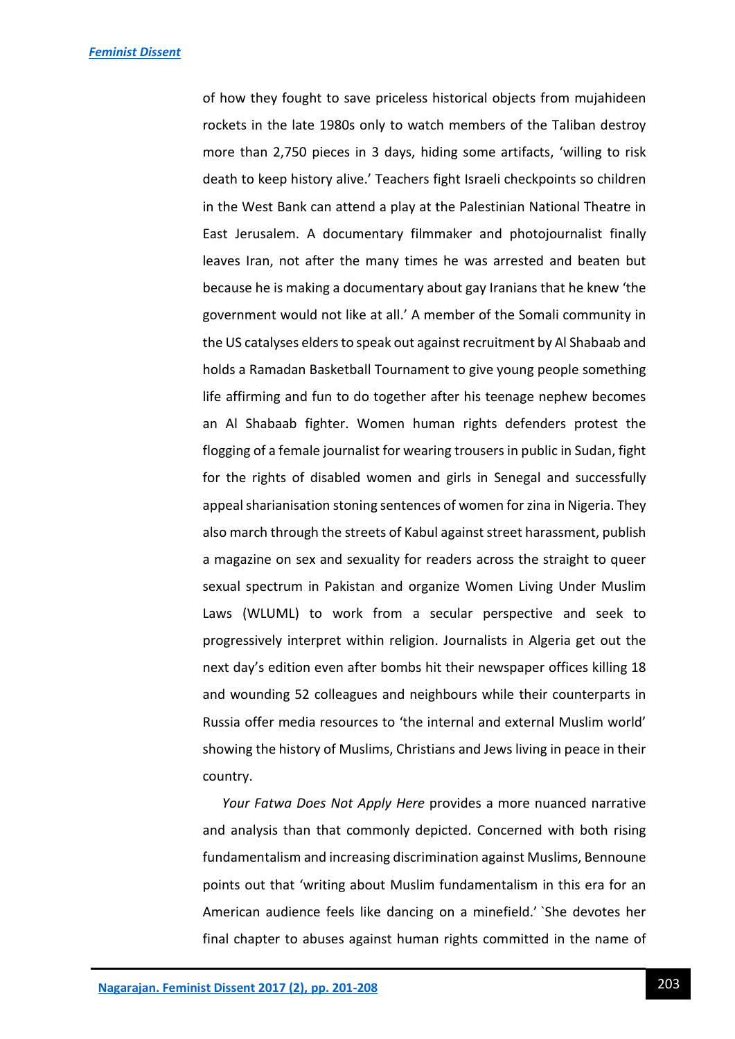of how they fought to save priceless historical objects from mujahideen rockets in the late 1980s only to watch members of the Taliban destroy more than 2,750 pieces in 3 days, hiding some artifacts, 'willing to risk death to keep history alive.' Teachers fight Israeli checkpoints so children in the West Bank can attend a play at the Palestinian National Theatre in East Jerusalem. A documentary filmmaker and photojournalist finally leaves Iran, not after the many times he was arrested and beaten but because he is making a documentary about gay Iranians that he knew 'the government would not like at all.' A member of the Somali community in the US catalyses elders to speak out against recruitment by Al Shabaab and holds a Ramadan Basketball Tournament to give young people something life affirming and fun to do together after his teenage nephew becomes an Al Shabaab fighter. Women human rights defenders protest the flogging of a female journalist for wearing trousers in public in Sudan, fight for the rights of disabled women and girls in Senegal and successfully appeal sharianisation stoning sentences of women for zina in Nigeria. They also march through the streets of Kabul against street harassment, publish a magazine on sex and sexuality for readers across the straight to queer sexual spectrum in Pakistan and organize Women Living Under Muslim Laws (WLUML) to work from a secular perspective and seek to progressively interpret within religion. Journalists in Algeria get out the next day's edition even after bombs hit their newspaper offices killing 18 and wounding 52 colleagues and neighbours while their counterparts in Russia offer media resources to 'the internal and external Muslim world' showing the history of Muslims, Christians and Jews living in peace in their country.

*Your Fatwa Does Not Apply Here* provides a more nuanced narrative and analysis than that commonly depicted. Concerned with both rising fundamentalism and increasing discrimination against Muslims, Bennoune points out that 'writing about Muslim fundamentalism in this era for an American audience feels like dancing on a minefield.' `She devotes her final chapter to abuses against human rights committed in the name of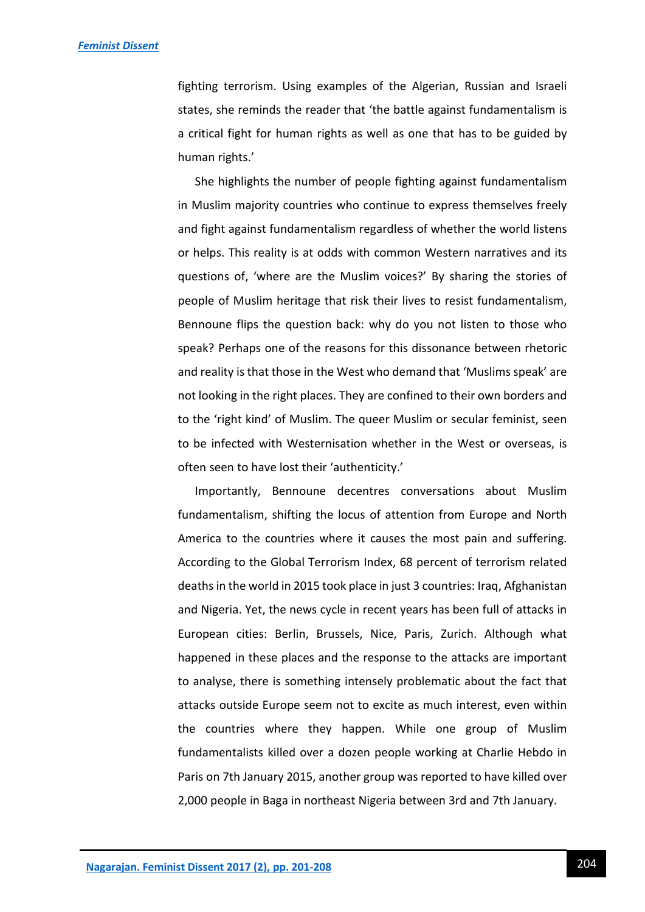fighting terrorism. Using examples of the Algerian, Russian and Israeli states, she reminds the reader that 'the battle against fundamentalism is a critical fight for human rights as well as one that has to be guided by human rights.'

She highlights the number of people fighting against fundamentalism in Muslim majority countries who continue to express themselves freely and fight against fundamentalism regardless of whether the world listens or helps. This reality is at odds with common Western narratives and its questions of, 'where are the Muslim voices?' By sharing the stories of people of Muslim heritage that risk their lives to resist fundamentalism, Bennoune flips the question back: why do you not listen to those who speak? Perhaps one of the reasons for this dissonance between rhetoric and reality is that those in the West who demand that 'Muslims speak' are not looking in the right places. They are confined to their own borders and to the 'right kind' of Muslim. The queer Muslim or secular feminist, seen to be infected with Westernisation whether in the West or overseas, is often seen to have lost their 'authenticity.'

Importantly, Bennoune decentres conversations about Muslim fundamentalism, shifting the locus of attention from Europe and North America to the countries where it causes the most pain and suffering. According to the Global Terrorism Index, 68 percent of terrorism related deaths in the world in 2015 took place in just 3 countries: Iraq, Afghanistan and Nigeria. Yet, the news cycle in recent years has been full of attacks in European cities: Berlin, Brussels, Nice, Paris, Zurich. Although what happened in these places and the response to the attacks are important to analyse, there is something intensely problematic about the fact that attacks outside Europe seem not to excite as much interest, even within the countries where they happen. While one group of Muslim fundamentalists killed over a dozen people working at Charlie Hebdo in Paris on 7th January 2015, another group was reported to have killed over 2,000 people in Baga in northeast Nigeria between 3rd and 7th January.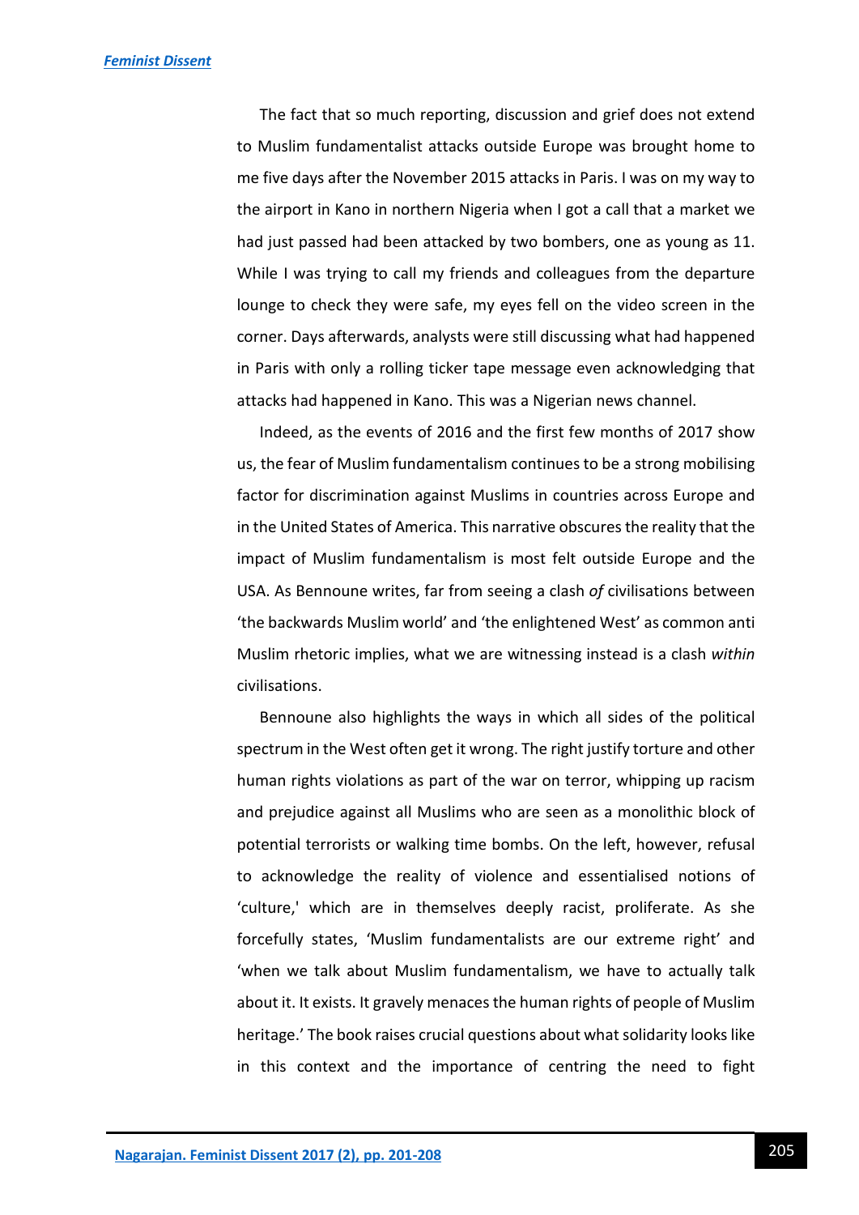The fact that so much reporting, discussion and grief does not extend to Muslim fundamentalist attacks outside Europe was brought home to me five days after the November 2015 attacks in Paris. I was on my way to the airport in Kano in northern Nigeria when I got a call that a market we had just passed had been attacked by two bombers, one as young as 11. While I was trying to call my friends and colleagues from the departure lounge to check they were safe, my eyes fell on the video screen in the corner. Days afterwards, analysts were still discussing what had happened in Paris with only a rolling ticker tape message even acknowledging that attacks had happened in Kano. This was a Nigerian news channel.

Indeed, as the events of 2016 and the first few months of 2017 show us, the fear of Muslim fundamentalism continues to be a strong mobilising factor for discrimination against Muslims in countries across Europe and in the United States of America. This narrative obscures the reality that the impact of Muslim fundamentalism is most felt outside Europe and the USA. As Bennoune writes, far from seeing a clash *of* civilisations between 'the backwards Muslim world' and 'the enlightened West' as common anti Muslim rhetoric implies, what we are witnessing instead is a clash *within* civilisations.

Bennoune also highlights the ways in which all sides of the political spectrum in the West often get it wrong. The right justify torture and other human rights violations as part of the war on terror, whipping up racism and prejudice against all Muslims who are seen as a monolithic block of potential terrorists or walking time bombs. On the left, however, refusal to acknowledge the reality of violence and essentialised notions of 'culture,' which are in themselves deeply racist, proliferate. As she forcefully states, 'Muslim fundamentalists are our extreme right' and 'when we talk about Muslim fundamentalism, we have to actually talk about it. It exists. It gravely menaces the human rights of people of Muslim heritage.' The book raises crucial questions about what solidarity looks like in this context and the importance of centring the need to fight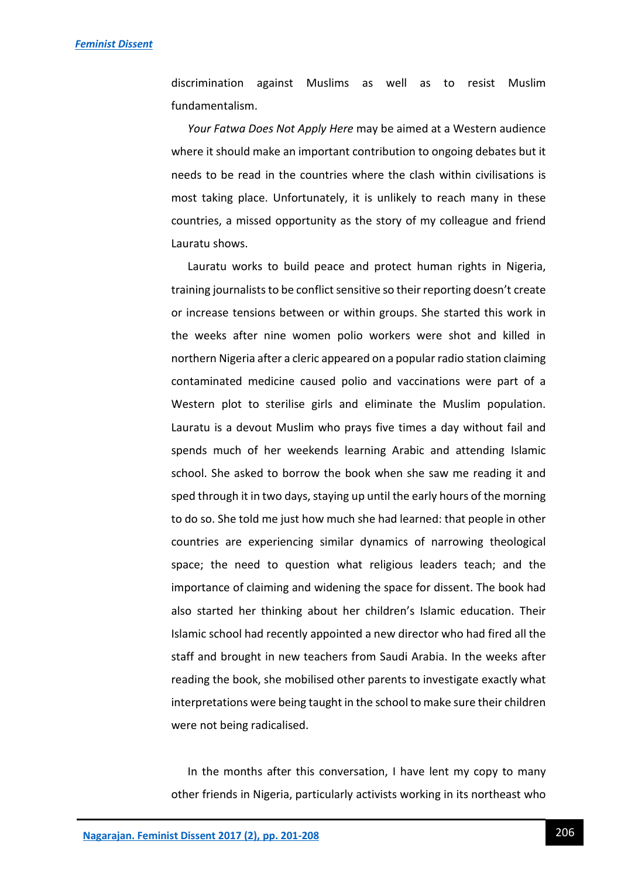discrimination against Muslims as well as to resist Muslim fundamentalism.

*Your Fatwa Does Not Apply Here* may be aimed at a Western audience where it should make an important contribution to ongoing debates but it needs to be read in the countries where the clash within civilisations is most taking place. Unfortunately, it is unlikely to reach many in these countries, a missed opportunity as the story of my colleague and friend Lauratu shows.

Lauratu works to build peace and protect human rights in Nigeria, training journalists to be conflict sensitive so their reporting doesn't create or increase tensions between or within groups. She started this work in the weeks after nine women polio workers were shot and killed in northern Nigeria after a cleric appeared on a popular radio station claiming contaminated medicine caused polio and vaccinations were part of a Western plot to sterilise girls and eliminate the Muslim population. Lauratu is a devout Muslim who prays five times a day without fail and spends much of her weekends learning Arabic and attending Islamic school. She asked to borrow the book when she saw me reading it and sped through it in two days, staying up until the early hours of the morning to do so. She told me just how much she had learned: that people in other countries are experiencing similar dynamics of narrowing theological space; the need to question what religious leaders teach; and the importance of claiming and widening the space for dissent. The book had also started her thinking about her children's Islamic education. Their Islamic school had recently appointed a new director who had fired all the staff and brought in new teachers from Saudi Arabia. In the weeks after reading the book, she mobilised other parents to investigate exactly what interpretations were being taught in the school to make sure their children were not being radicalised.

In the months after this conversation, I have lent my copy to many other friends in Nigeria, particularly activists working in its northeast who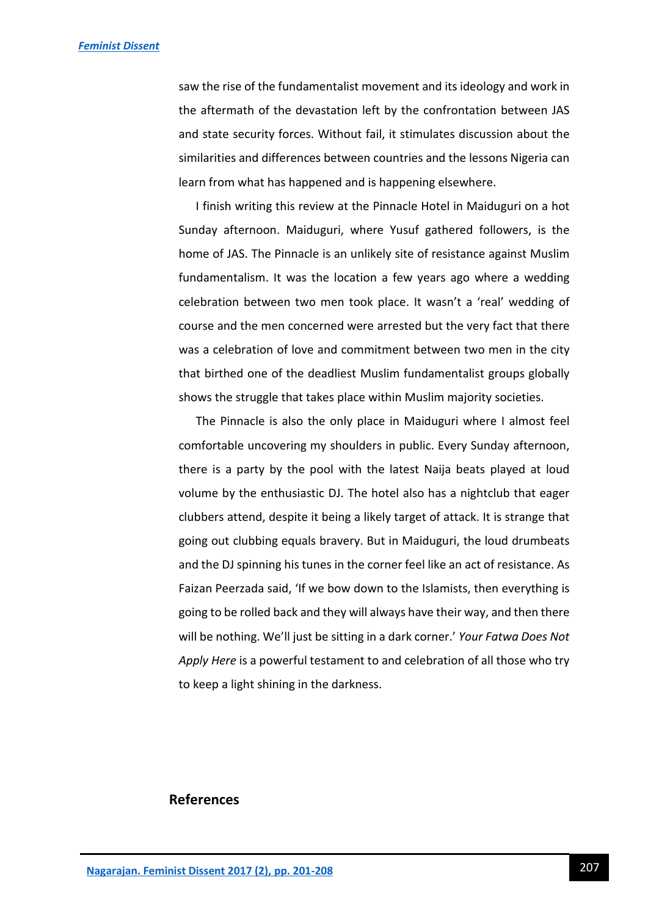saw the rise of the fundamentalist movement and its ideology and work in the aftermath of the devastation left by the confrontation between JAS and state security forces. Without fail, it stimulates discussion about the similarities and differences between countries and the lessons Nigeria can learn from what has happened and is happening elsewhere.

I finish writing this review at the Pinnacle Hotel in Maiduguri on a hot Sunday afternoon. Maiduguri, where Yusuf gathered followers, is the home of JAS. The Pinnacle is an unlikely site of resistance against Muslim fundamentalism. It was the location a few years ago where a wedding celebration between two men took place. It wasn't a 'real' wedding of course and the men concerned were arrested but the very fact that there was a celebration of love and commitment between two men in the city that birthed one of the deadliest Muslim fundamentalist groups globally shows the struggle that takes place within Muslim majority societies.

The Pinnacle is also the only place in Maiduguri where I almost feel comfortable uncovering my shoulders in public. Every Sunday afternoon, there is a party by the pool with the latest Naija beats played at loud volume by the enthusiastic DJ. The hotel also has a nightclub that eager clubbers attend, despite it being a likely target of attack. It is strange that going out clubbing equals bravery. But in Maiduguri, the loud drumbeats and the DJ spinning his tunes in the corner feel like an act of resistance. As Faizan Peerzada said, 'If we bow down to the Islamists, then everything is going to be rolled back and they will always have their way, and then there will be nothing. We'll just be sitting in a dark corner.' *Your Fatwa Does Not Apply Here* is a powerful testament to and celebration of all those who try to keep a light shining in the darkness.

## References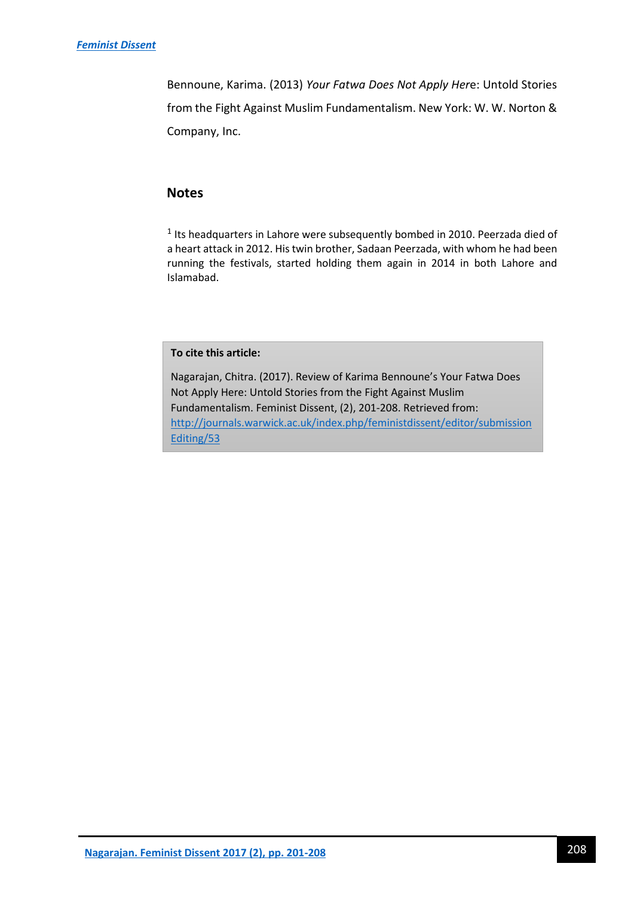Bennoune, Karima. (2013) *Your Fatwa Does Not Apply Here*: Untold Stories from the Fight Against Muslim Fundamentalism. New York: W. W. Norton & Company, Inc.

## Notes

[1] Its headquarters in Lahore were subsequently bombed in 2010. Peerzada died of a heart attack in 2012. His twin brother, Sadaan Peerzada, with whom he had been running the festivals, started holding them again in 2014 in both Lahore and Islamabad.

**To cite this article:**

Nagarajan, Chitra. (2017). Review of Karima Bennoune's Your Fatwa Does Not Apply Here: Untold Stories from the Fight Against Muslim Fundamentalism. Feminist Dissent, (2), 201-208. Retrieved from: http://journals.warwick.ac.uk/index.php/feministdissent/editor/submissionEditing/53